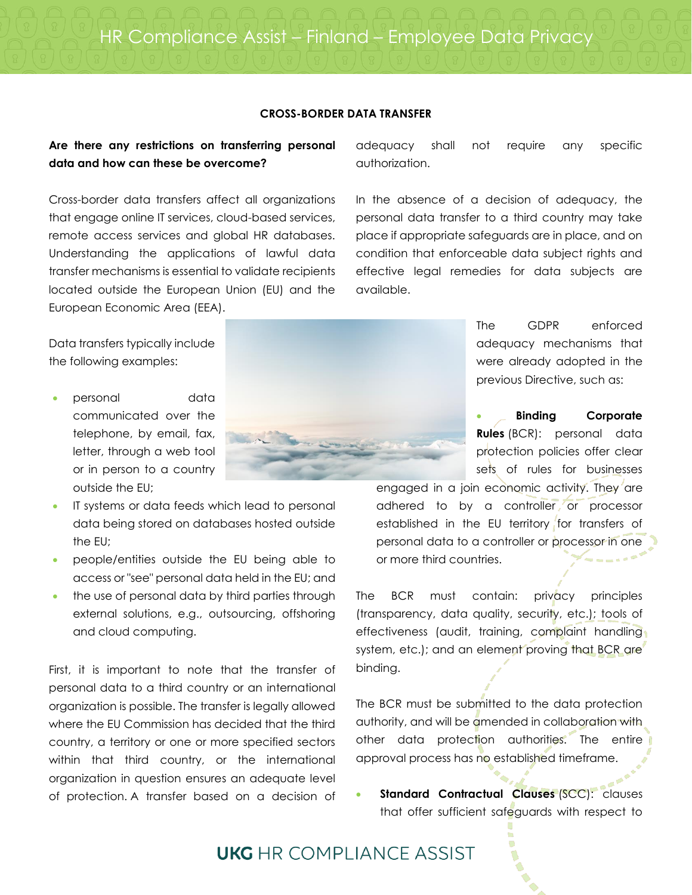## CROSS-BORDER DATA TRANSFER

**Are there any restrictions on transferring personal data and how can these be overcome?**

Cross-border data transfers affect all organizations that engage online IT services, cloud-based services, remote access services and global HR databases. Understanding the applications of lawful data transfer mechanisms is essential to validate recipients located outside the European Union (EU) and the European Economic Area (EEA).

Data transfers typically include the following examples:

- personal data communicated over the telephone, by email, fax, letter, through a web tool or in person to a country outside the EU;
- IT systems or data feeds which lead to personal data being stored on databases hosted outside the EU;
- people/entities outside the EU being able to access or "see" personal data held in the EU; and
- the use of personal data by third parties through external solutions, e.g., outsourcing, offshoring and cloud computing.

First, it is important to note that the transfer of personal data to a third country or an international organization is possible. The transfer is legally allowed where the EU Commission has decided that the third country, a territory or one or more specified sectors within that third country, or the international organization in question ensures an adequate level of protection. A transfer based on a decision of adequacy shall not require any specific authorization.

In the absence of a decision of adequacy, the personal data transfer to a third country may take place if appropriate safeguards are in place, and on condition that enforceable data subject rights and effective legal remedies for data subjects are available.

The GDPR enforced adequacy mechanisms that were already adopted in the previous Directive, such as:

- **Binding Corporate Rules** (BCR): personal data protection policies offer clear sets of rules for businesses engaged in a join economic activity. They are adhered to by a controller or processor established in the EU territory for transfers of personal data to a controller or processor in one or more third countries.

The BCR must contain: privacy principles (transparency, data quality, security, etc.); tools of effectiveness (audit, training, complaint handling system, etc.); and an element proving that BCR are binding.

The BCR must be submitted to the data protection authority, and will be amended in collaboration with other data protection authorities. The entire approval process has no established timeframe.

- **Standard Contractual Clauses** (SCC): clauses that offer sufficient safeguards with respect to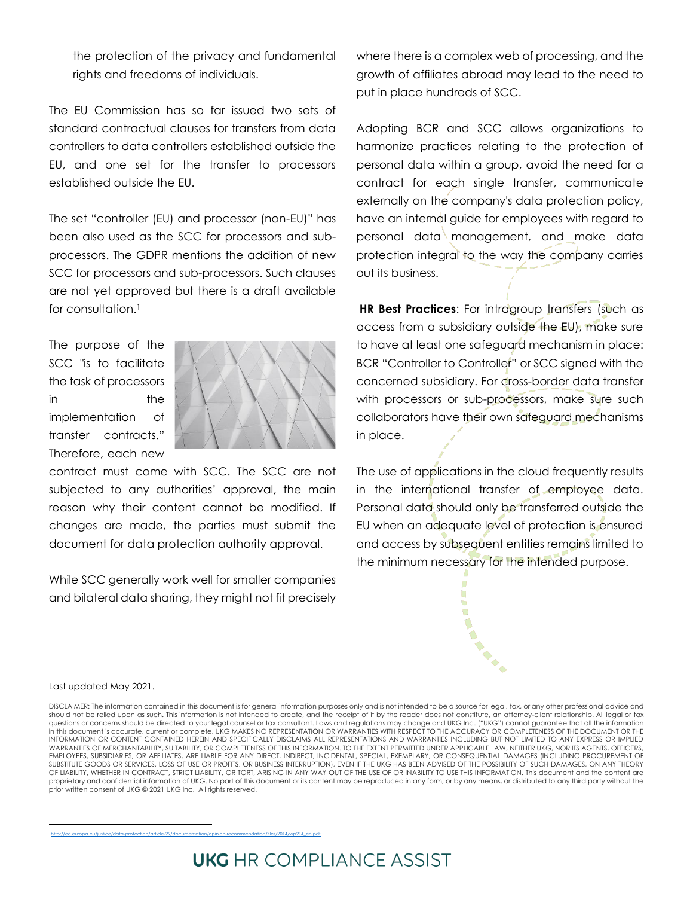the protection of the privacy and fundamental rights and freedoms of individuals.

The EU Commission has so far issued two sets of standard contractual clauses for transfers from data controllers to data controllers established outside the EU, and one set for the transfer to processors established outside the EU.

The set "controller (EU) and processor (non-EU)" has been also used as the SCC for processors and sub-processors. The GDPR mentions the addition of new SCC for processors and sub-processors. Such clauses are not yet approved but there is a draft available for consultation.[1]

The purpose of the SCC "is to facilitate the task of processors in the implementation of transfer contracts." Therefore, each new contract must come with SCC. The SCC are not subjected to any authorities' approval, the main reason why their content cannot be modified. If changes are made, the parties must submit the document for data protection authority approval.

While SCC generally work well for smaller companies and bilateral data sharing, they might not fit precisely where there is a complex web of processing, and the growth of affiliates abroad may lead to the need to put in place hundreds of SCC.

Adopting BCR and SCC allows organizations to harmonize practices relating to the protection of personal data within a group, avoid the need for a contract for each single transfer, communicate externally on the company's data protection policy, have an internal guide for employees with regard to personal data management, and make data protection integral to the way the company carries out its business.

**HR Best Practices**: For intragroup transfers (such as access from a subsidiary outside the EU), make sure to have at least one safeguard mechanism in place: BCR "Controller to Controller" or SCC signed with the concerned subsidiary. For cross-border data transfer with processors or sub-processors, make sure such collaborators have their own safeguard mechanisms in place.

The use of applications in the cloud frequently results in the international transfer of employee data. Personal data should only be transferred outside the EU when an adequate level of protection is ensured and access by subsequent entities remains limited to the minimum necessary for the intended purpose.

Last updated May 2021.

DISCLAIMER: The information contained in this document is for general information purposes only and is not intended to be a source for legal, tax, or any other professional advice and should not be relied upon as such. This information is not intended to create, and the receipt of it by the reader does not constitute, an attorney-client relationship. All legal or tax questions or concerns should be directed to your legal counsel or tax consultant. Laws and regulations may change and UKG Inc. ("UKG") cannot guarantee that all the information in this document is accurate, current or complete. UKG MAKES NO REPRESENTATION OR WARRANTIES WITH RESPECT TO THE ACCURACY OR COMPLETENESS OF THE DOCUMENT OR THE INFORMATION OR CONTENT CONTAINED HEREIN AND SPECIFICALLY DISCLAIMS ALL REPRESENTATIONS AND WARRANTIES INCLUDING BUT NOT LIMITED TO ANY EXPRESS OR IMPLIED WARRANTIES OF MERCHANTABILITY, SUITABILITY, OR COMPLETENESS OF THIS INFORMATION. TO THE EXTENT PERMITTED UNDER APPLICABLE LAW, NEITHER UKG, NOR ITS AGENTS, OFFICERS, EMPLOYEES, SUBSIDIARIES, OR AFFILIATES, ARE LIABLE FOR ANY DIRECT, INDIRECT, INCIDENTAL, SPECIAL, EXEMPLARY, OR CONSEQUENTIAL DAMAGES (INCLUDING PROCUREMENT OF SUBSTITUTE GOODS OR SERVICES, LOSS OF USE OR PROFITS, OR BUSINESS INTERRUPTION), EVEN IF THE UKG HAS BEEN ADVISED OF THE POSSIBILITY OF SUCH DAMAGES, ON ANY THEORY OF LIABILITY, WHETHER IN CONTRACT, STRICT LIABILITY, OR TORT, ARISING IN ANY WAY OUT OF THE USE OF OR INABILITY TO USE THIS INFORMATION. This document and the content are proprietary and confidential information of UKG. No part of this document or its content may be reproduced in any form, or by any means, or distributed to any third party without the prior written consent of UKG © 2021 UKG Inc. All rights reserved.

[1] http://ec.europa.eu/justice/data-protection/article-29/documentation/opinion-recommendation/files/2014/wp214_en.pdf

**UKG** HR COMPLIANCE ASSIST